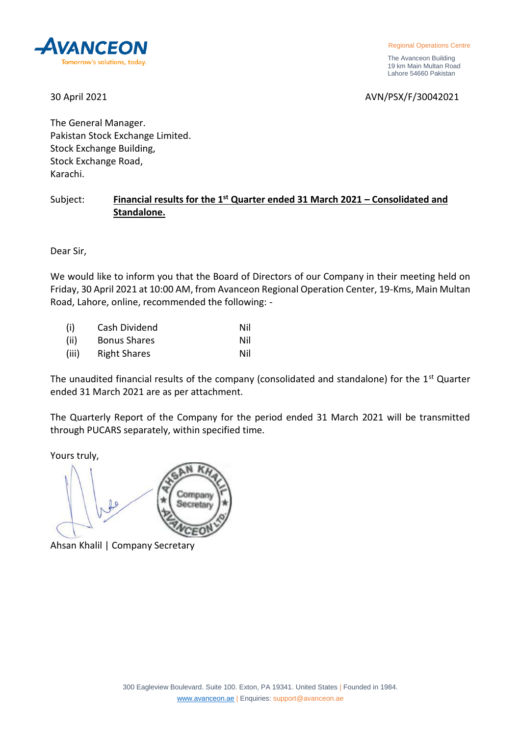AVANCEON

Tomorrow's solutions, today.

Regional Operations Centre

The Avanceon Building
19 km Main Multan Road
Lahore 54660 Pakistan

30 April 2021

AVN/PSX/F/30042021

The General Manager.
Pakistan Stock Exchange Limited.
Stock Exchange Building,
Stock Exchange Road,
Karachi.

Subject: **Financial results for the 1st Quarter ended 31 March 2021 – Consolidated and Standalone.**

Dear Sir,

We would like to inform you that the Board of Directors of our Company in their meeting held on Friday, 30 April 2021 at 10:00 AM, from Avanceon Regional Operation Center, 19-Kms, Main Multan Road, Lahore, online, recommended the following: -

| | | |
|---|---|---|
| (i) | Cash Dividend | Nil |
| (ii) | Bonus Shares | Nil |
| (iii) | Right Shares | Nil |

The unaudited financial results of the company (consolidated and standalone) for the 1st Quarter ended 31 March 2021 are as per attachment.

The Quarterly Report of the Company for the period ended 31 March 2021 will be transmitted through PUCARS separately, within specified time.

Yours truly,

AHSAN KHALIL
Company Secretary
AVANCEON LTD.

Ahsan Khalil | Company Secretary

300 Eagleview Boulevard. Suite 100. Exton, PA 19341. United States | Founded in 1984.
www.avanceon.ae | Enquiries: support@avanceon.ae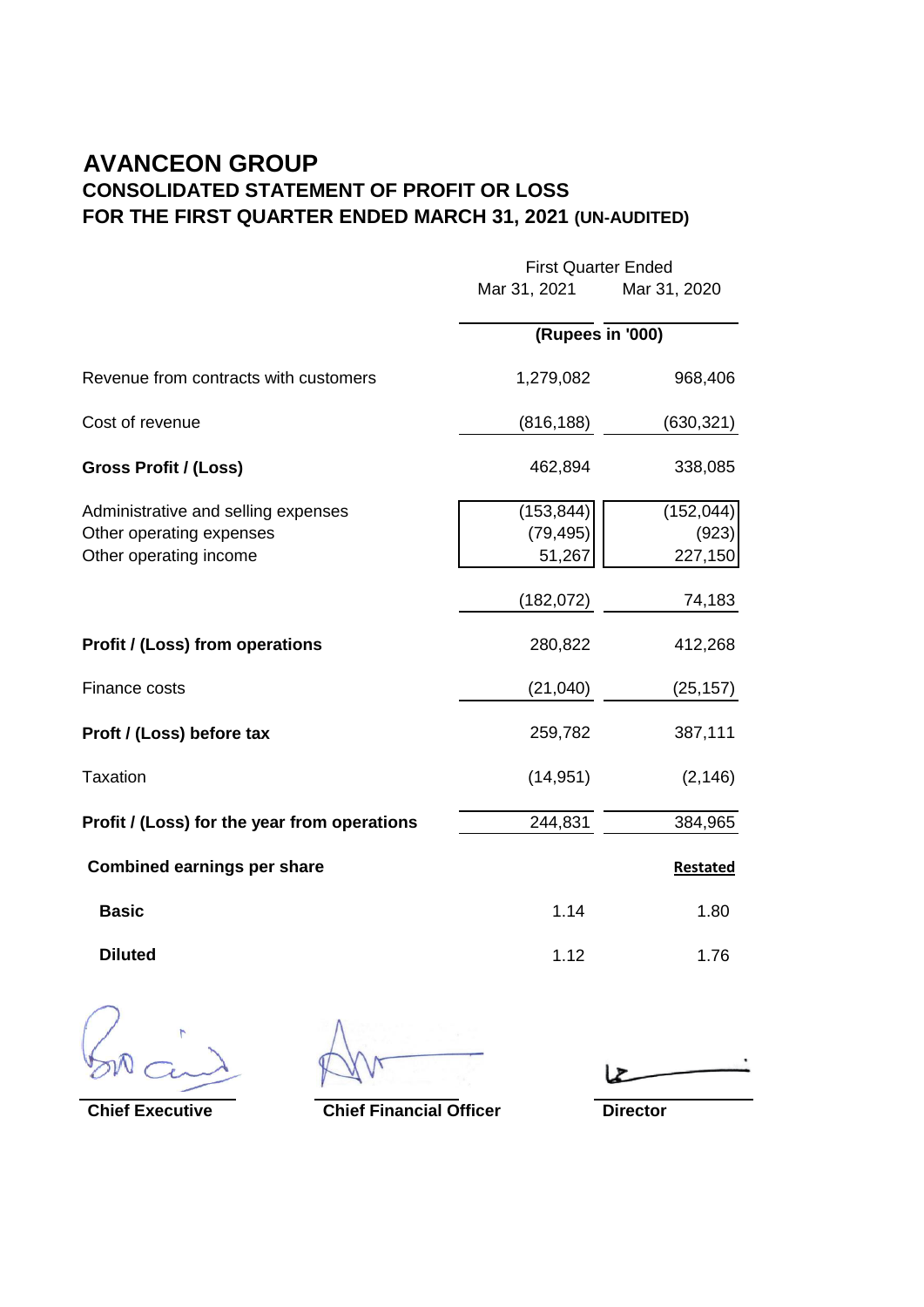# AVANCEON GROUP

## CONSOLIDATED STATEMENT OF PROFIT OR LOSS

## FOR THE FIRST QUARTER ENDED MARCH 31, 2021 (UN-AUDITED)

| | First Quarter Ended | |
|---|---|---|
| | Mar 31, 2021 | Mar 31, 2020 |
| | (Rupees in '000) | |
| Revenue from contracts with customers | 1,279,082 | 968,406 |
| Cost of revenue | (816,188) | (630,321) |
| **Gross Profit / (Loss)** | 462,894 | 338,085 |
| Administrative and selling expenses | (153,844) | (152,044) |
| Other operating expenses | (79,495) | (923) |
| Other operating income | 51,267 | 227,150 |
| | (182,072) | 74,183 |
| **Profit / (Loss) from operations** | 280,822 | 412,268 |
| Finance costs | (21,040) | (25,157) |
| **Proft / (Loss) before tax** | 259,782 | 387,111 |
| Taxation | (14,951) | (2,146) |
| **Profit / (Loss) for the year from operations** | 244,831 | 384,965 |
| **Combined earnings per share** | | **Restated** |
| **Basic** | 1.14 | 1.80 |
| **Diluted** | 1.12 | 1.76 |

**Chief Executive** **Chief Financial Officer** **Director**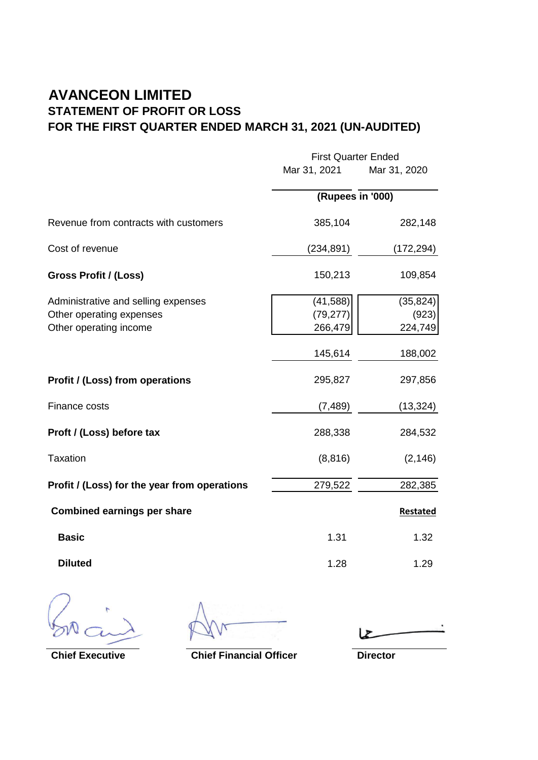# AVANCEON LIMITED

## STATEMENT OF PROFIT OR LOSS

## FOR THE FIRST QUARTER ENDED MARCH 31, 2021 (UN-AUDITED)

| | First Quarter Ended | |
|---|---|---|
| | Mar 31, 2021 | Mar 31, 2020 |
| | (Rupees in '000) | |
| Revenue from contracts with customers | 385,104 | 282,148 |
| Cost of revenue | (234,891) | (172,294) |
| **Gross Profit / (Loss)** | 150,213 | 109,854 |
| Administrative and selling expenses | (41,588) | (35,824) |
| Other operating expenses | (79,277) | (923) |
| Other operating income | 266,479 | 224,749 |
| | 145,614 | 188,002 |
| **Profit / (Loss) from operations** | 295,827 | 297,856 |
| Finance costs | (7,489) | (13,324) |
| **Proft / (Loss) before tax** | 288,338 | 284,532 |
| Taxation | (8,816) | (2,146) |
| **Profit / (Loss) for the year from operations** | 279,522 | 282,385 |
| **Combined earnings per share** | | **Restated** |
| **Basic** | 1.31 | 1.32 |
| **Diluted** | 1.28 | 1.29 |

**Chief Executive** **Chief Financial Officer** **Director**